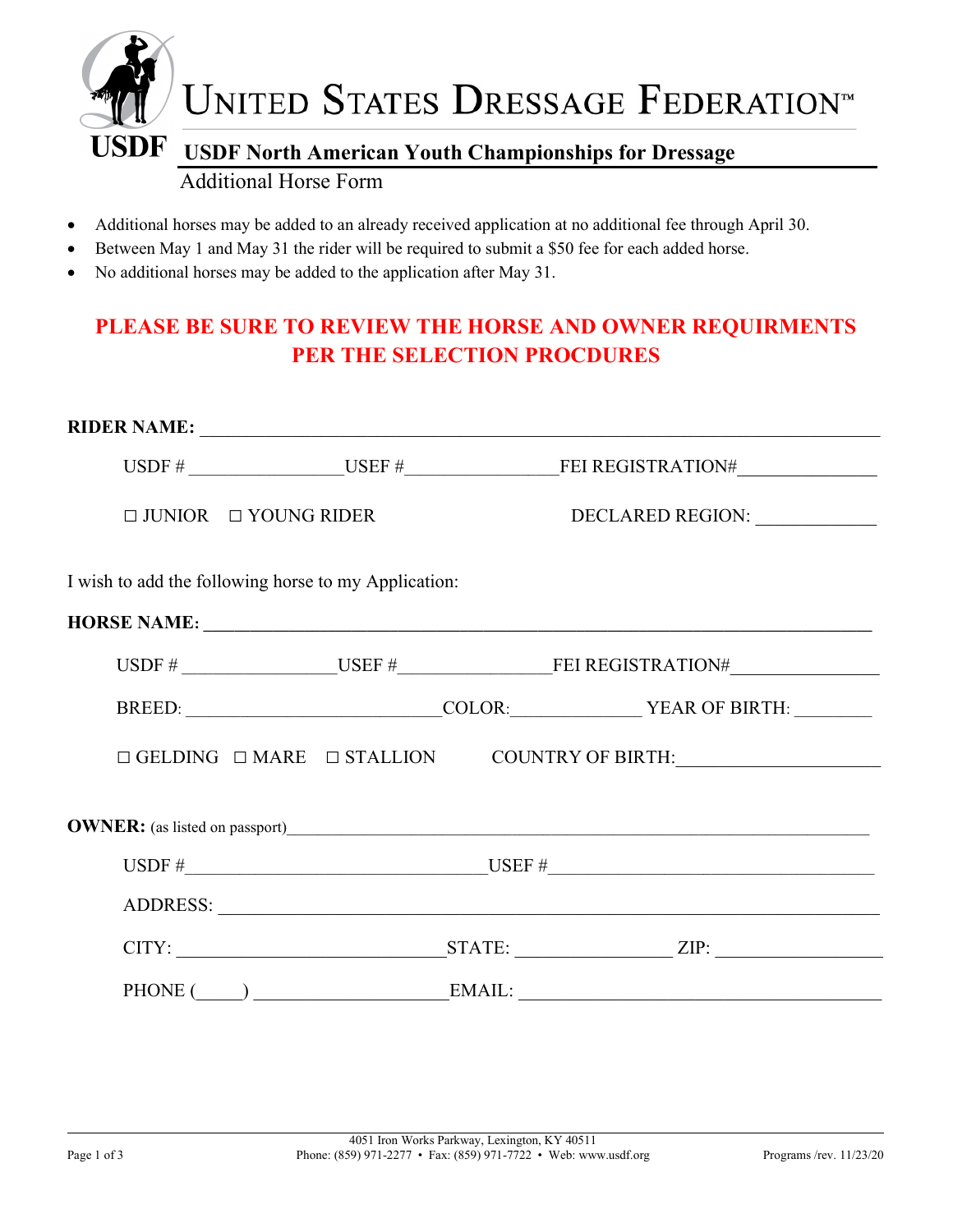# United States Dressage Federation™

USDF

## USDF North American Youth Championships for Dressage

Additional Horse Form

- Additional horses may be added to an already received application at no additional fee through April 30.
- Between May 1 and May 31 the rider will be required to submit a $50 fee for each added horse.
- No additional horses may be added to the application after May 31.

**PLEASE BE SURE TO REVIEW THE HORSE AND OWNER REQUIRMENTS PER THE SELECTION PROCDURES**

**RIDER NAME:** ______________________________________________________________

USDF # ________________ USEF # ________________ FEI REGISTRATION# ______________

☐ JUNIOR ☐ YOUNG RIDER DECLARED REGION: _____________

I wish to add the following horse to my Application:

**HORSE NAME:** ______________________________________________________________

USDF # ________________ USEF # ________________ FEI REGISTRATION# ________________

BREED: ____________________________ COLOR: ______________ YEAR OF BIRTH: ________

☐ GELDING ☐ MARE ☐ STALLION COUNTRY OF BIRTH: _____________________

**OWNER:** (as listed on passport) ______________________________________________________________

USDF # ________________________________ USEF # ____________________________________

ADDRESS: ______________________________________________________________________

CITY: _____________________________ STATE: ________________ ZIP: _________________

PHONE (_____) ____________________ EMAIL: ____________________________________

4051 Iron Works Parkway, Lexington, KY 40511
Phone: (859) 971-2277 • Fax: (859) 971-7722 • Web: www.usdf.org

Programs /rev. 11/23/20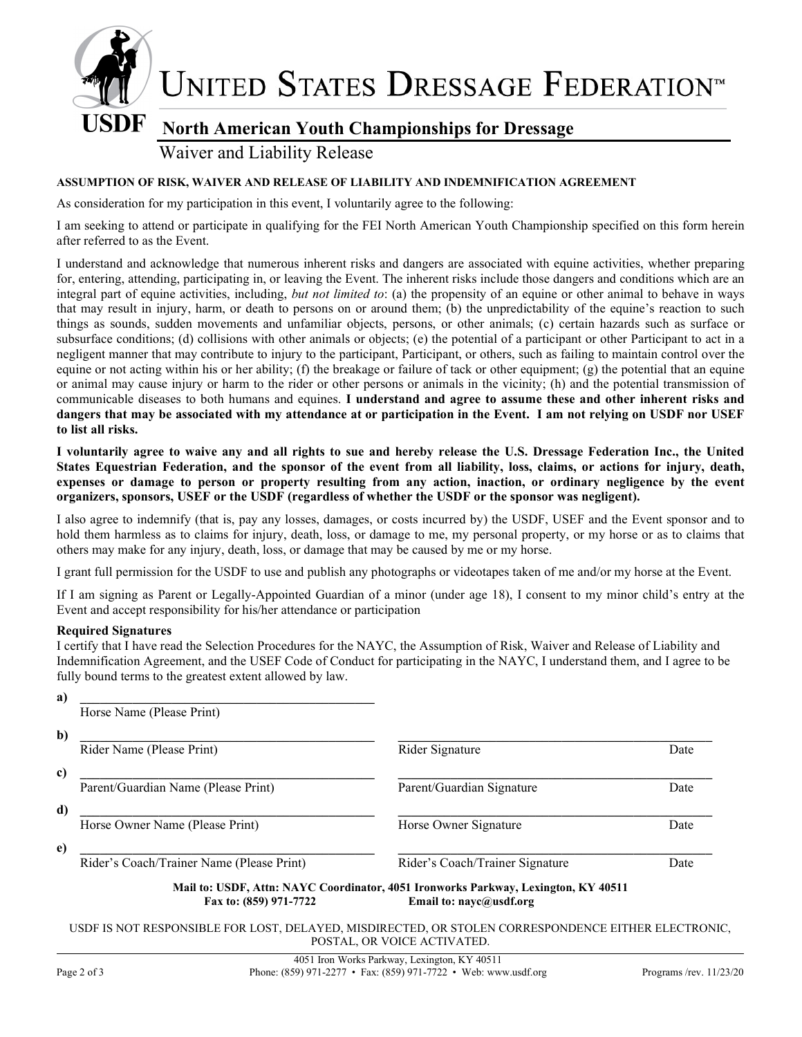# UNITED STATES DRESSAGE FEDERATION™

## North American Youth Championships for Dressage

### Waiver and Liability Release

**ASSUMPTION OF RISK, WAIVER AND RELEASE OF LIABILITY AND INDEMNIFICATION AGREEMENT**

As consideration for my participation in this event, I voluntarily agree to the following:

I am seeking to attend or participate in qualifying for the FEI North American Youth Championship specified on this form herein after referred to as the Event.

I understand and acknowledge that numerous inherent risks and dangers are associated with equine activities, whether preparing for, entering, attending, participating in, or leaving the Event. The inherent risks include those dangers and conditions which are an integral part of equine activities, including, *but not limited to*: (a) the propensity of an equine or other animal to behave in ways that may result in injury, harm, or death to persons on or around them; (b) the unpredictability of the equine's reaction to such things as sounds, sudden movements and unfamiliar objects, persons, or other animals; (c) certain hazards such as surface or subsurface conditions; (d) collisions with other animals or objects; (e) the potential of a participant or other Participant to act in a negligent manner that may contribute to injury to the participant, Participant, or others, such as failing to maintain control over the equine or not acting within his or her ability; (f) the breakage or failure of tack or other equipment; (g) the potential that an equine or animal may cause injury or harm to the rider or other persons or animals in the vicinity; (h) and the potential transmission of communicable diseases to both humans and equines. **I understand and agree to assume these and other inherent risks and dangers that may be associated with my attendance at or participation in the Event. I am not relying on USDF nor USEF to list all risks.**

**I voluntarily agree to waive any and all rights to sue and hereby release the U.S. Dressage Federation Inc., the United States Equestrian Federation, and the sponsor of the event from all liability, loss, claims, or actions for injury, death, expenses or damage to person or property resulting from any action, inaction, or ordinary negligence by the event organizers, sponsors, USEF or the USDF (regardless of whether the USDF or the sponsor was negligent).**

I also agree to indemnify (that is, pay any losses, damages, or costs incurred by) the USDF, USEF and the Event sponsor and to hold them harmless as to claims for injury, death, loss, or damage to me, my personal property, or my horse or as to claims that others may make for any injury, death, loss, or damage that may be caused by me or my horse.

I grant full permission for the USDF to use and publish any photographs or videotapes taken of me and/or my horse at the Event.

If I am signing as Parent or Legally-Appointed Guardian of a minor (under age 18), I consent to my minor child's entry at the Event and accept responsibility for his/her attendance or participation

**Required Signatures**

I certify that I have read the Selection Procedures for the NAYC, the Assumption of Risk, Waiver and Release of Liability and Indemnification Agreement, and the USEF Code of Conduct for participating in the NAYC, I understand them, and I agree to be fully bound terms to the greatest extent allowed by law.

**a)** ______________________________
Horse Name (Please Print)

**b)** ______________________________ ______________________________
Rider Name (Please Print) Rider Signature Date

**c)** ______________________________ ______________________________
Parent/Guardian Name (Please Print) Parent/Guardian Signature Date

**d)** ______________________________ ______________________________
Horse Owner Name (Please Print) Horse Owner Signature Date

**e)** ______________________________ ______________________________
Rider's Coach/Trainer Name (Please Print) Rider's Coach/Trainer Signature Date

**Mail to: USDF, Attn: NAYC Coordinator, 4051 Ironworks Parkway, Lexington, KY 40511**
**Fax to: (859) 971-7722 Email to: nayc@usdf.org**

USDF IS NOT RESPONSIBLE FOR LOST, DELAYED, MISDIRECTED, OR STOLEN CORRESPONDENCE EITHER ELECTRONIC, POSTAL, OR VOICE ACTIVATED.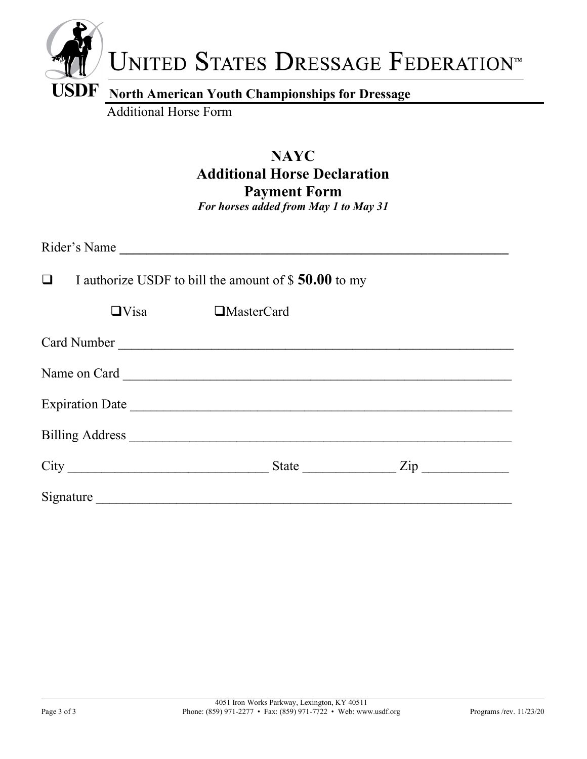# UNITED STATES DRESSAGE FEDERATION™

USDF

**North American Youth Championships for Dressage**

Additional Horse Form

## NAYC
## Additional Horse Declaration
## Payment Form

***For horses added from May 1 to May 31***

Rider's Name ______________________________________________________

❑ I authorize USDF to bill the amount of $ **50.00** to my

❑Visa ❑MasterCard

Card Number ______________________________________________________

Name on Card ______________________________________________________

Expiration Date ______________________________________________________

Billing Address ______________________________________________________

City ____________________________ State ______________ Zip _____________

Signature ______________________________________________________

4051 Iron Works Parkway, Lexington, KY 40511
Phone: (859) 971-2277 • Fax: (859) 971-7722 • Web: www.usdf.org

Programs /rev. 11/23/20